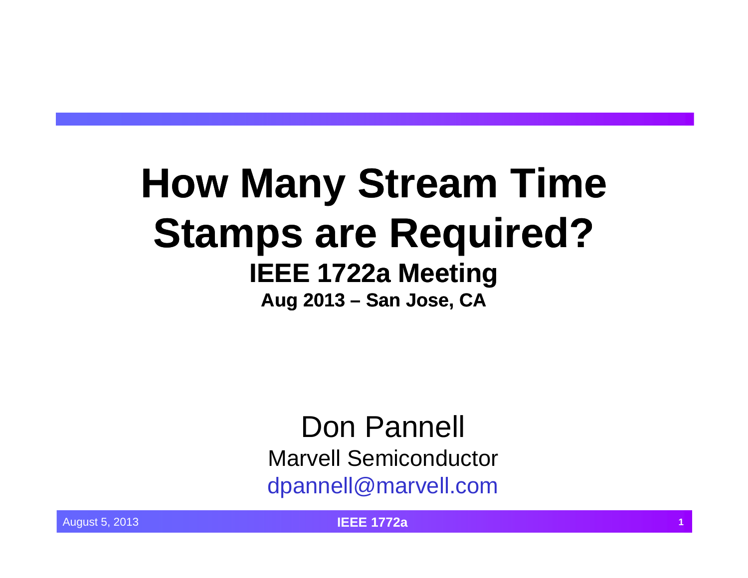# How Many Stream Time Stamps are Required?

## IEEE 1722a Meeting

### Aug 2013 – San Jose, CA

Don Pannell

Marvell Semiconductor

dpannell@marvell.com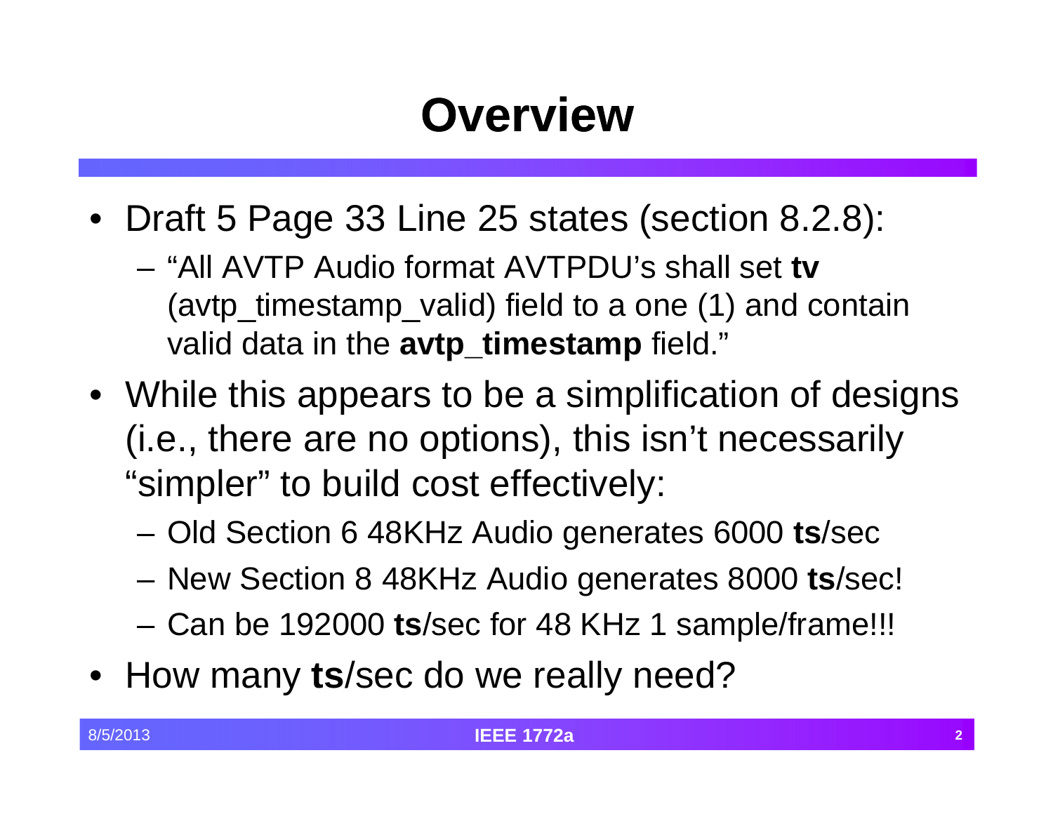# Overview

- Draft 5 Page 33 Line 25 states (section 8.2.8):
  - "All AVTP Audio format AVTPDU's shall set **tv** (avtp_timestamp_valid) field to a one (1) and contain valid data in the **avtp_timestamp** field."
- While this appears to be a simplification of designs (i.e., there are no options), this isn't necessarily "simpler" to build cost effectively:
  - Old Section 6 48KHz Audio generates 6000 **ts**/sec
  - New Section 8 48KHz Audio generates 8000 **ts**/sec!
  - Can be 192000 **ts**/sec for 48 KHz 1 sample/frame!!!
- How many **ts**/sec do we really need?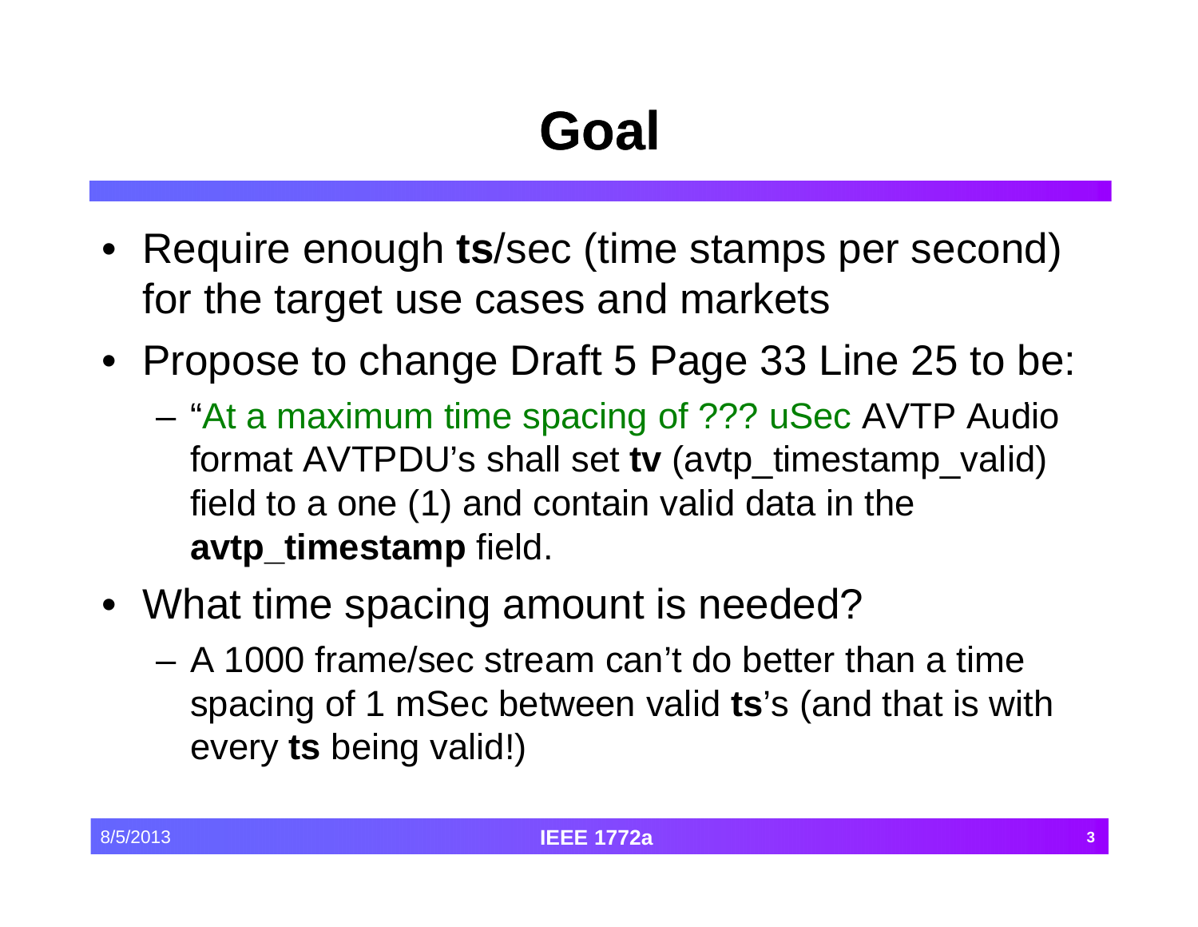# Goal

- Require enough **ts**/sec (time stamps per second) for the target use cases and markets
- Propose to change Draft 5 Page 33 Line 25 to be:
  - "At a maximum time spacing of ??? uSec AVTP Audio format AVTPDU's shall set **tv** (avtp_timestamp_valid) field to a one (1) and contain valid data in the **avtp_timestamp** field.
- What time spacing amount is needed?
  - A 1000 frame/sec stream can't do better than a time spacing of 1 mSec between valid **ts**'s (and that is with every **ts** being valid!)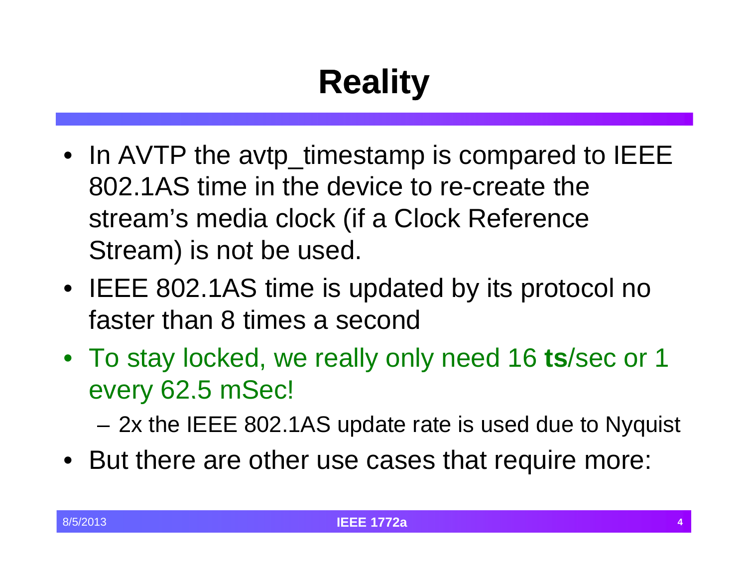# Reality

- In AVTP the avtp_timestamp is compared to IEEE 802.1AS time in the device to re-create the stream's media clock (if a Clock Reference Stream) is not be used.
- IEEE 802.1AS time is updated by its protocol no faster than 8 times a second
- To stay locked, we really only need 16 **ts**/sec or 1 every 62.5 mSec!
  - 2x the IEEE 802.1AS update rate is used due to Nyquist
- But there are other use cases that require more: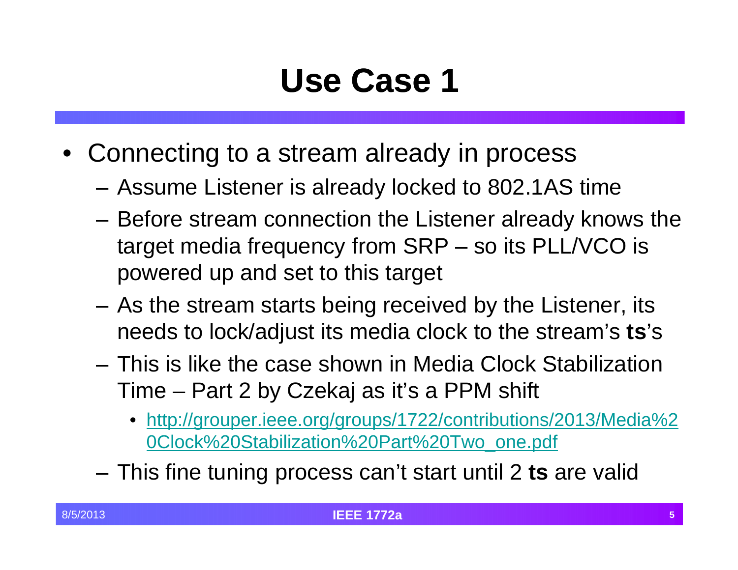# Use Case 1

- Connecting to a stream already in process
  - Assume Listener is already locked to 802.1AS time
  - Before stream connection the Listener already knows the target media frequency from SRP – so its PLL/VCO is powered up and set to this target
  - As the stream starts being received by the Listener, its needs to lock/adjust its media clock to the stream's **ts**'s
  - This is like the case shown in Media Clock Stabilization Time – Part 2 by Czekaj as it's a PPM shift
    - http://grouper.ieee.org/groups/1722/contributions/2013/Media%20Clock%20Stabilization%20Part%20Two_one.pdf
  - This fine tuning process can't start until 2 **ts** are valid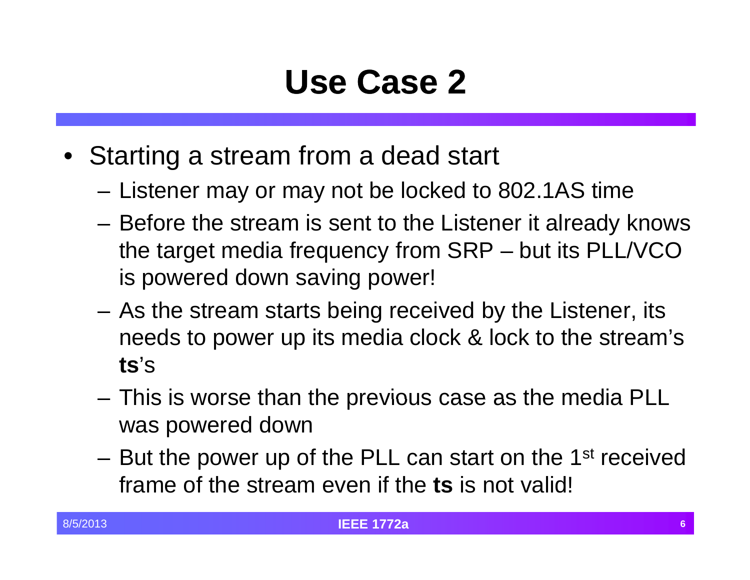# Use Case 2

- Starting a stream from a dead start
  - Listener may or may not be locked to 802.1AS time
  - Before the stream is sent to the Listener it already knows the target media frequency from SRP – but its PLL/VCO is powered down saving power!
  - As the stream starts being received by the Listener, its needs to power up its media clock & lock to the stream's **ts**'s
  - This is worse than the previous case as the media PLL was powered down
  - But the power up of the PLL can start on the 1st received frame of the stream even if the **ts** is not valid!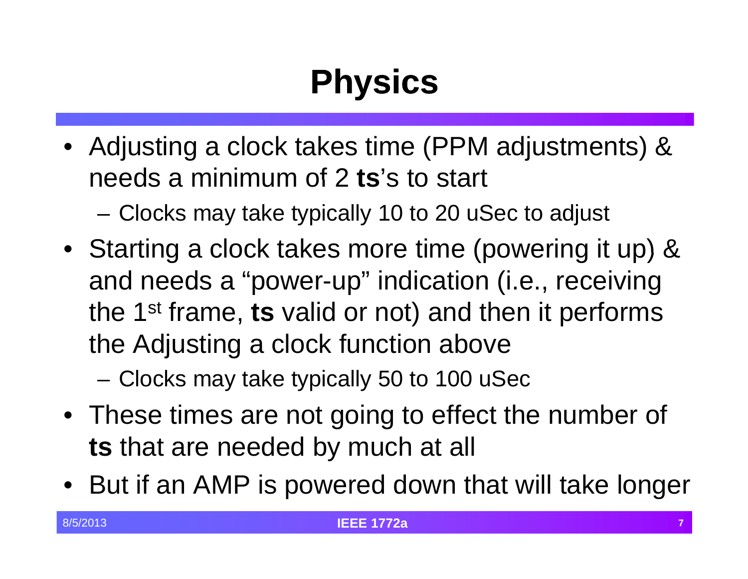# Physics

- Adjusting a clock takes time (PPM adjustments) & needs a minimum of 2 **ts**'s to start
  - Clocks may take typically 10 to 20 uSec to adjust
- Starting a clock takes more time (powering it up) & and needs a "power-up" indication (i.e., receiving the 1st frame, **ts** valid or not) and then it performs the Adjusting a clock function above
  - Clocks may take typically 50 to 100 uSec
- These times are not going to effect the number of **ts** that are needed by much at all
- But if an AMP is powered down that will take longer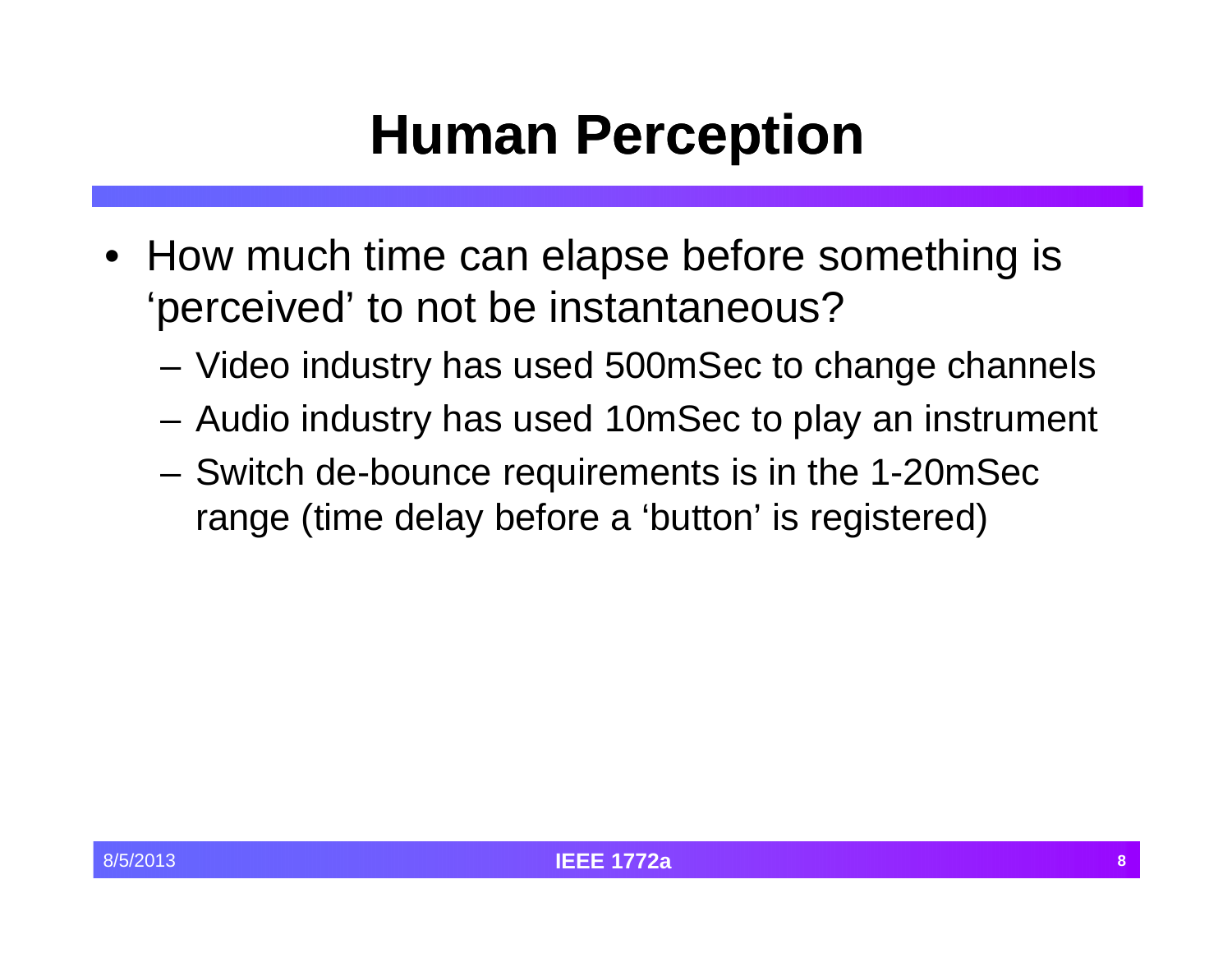# Human Perception

- How much time can elapse before something is 'perceived' to not be instantaneous?
  - Video industry has used 500mSec to change channels
  - Audio industry has used 10mSec to play an instrument
  - Switch de-bounce requirements is in the 1-20mSec range (time delay before a 'button' is registered)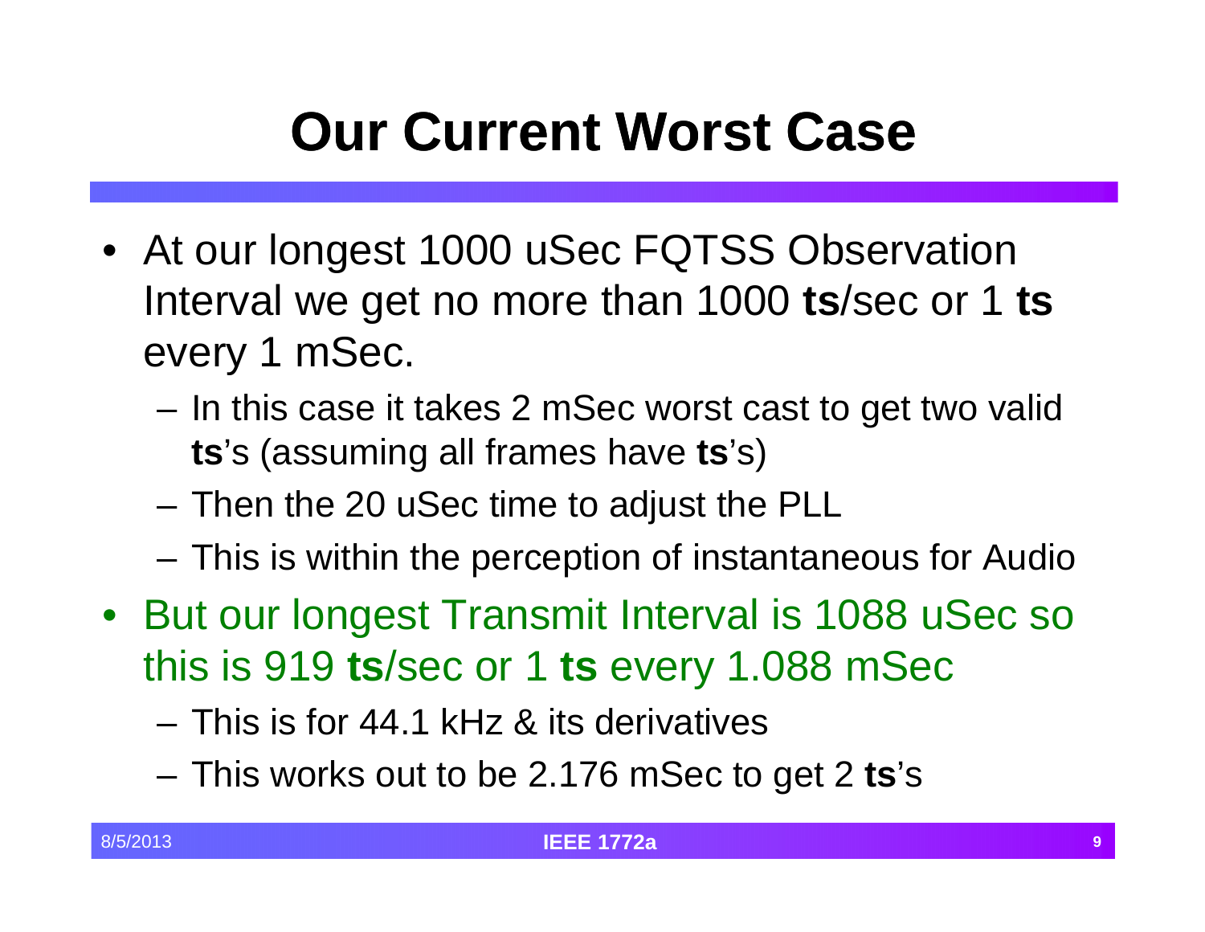# Our Current Worst Case

- At our longest 1000 uSec FQTSS Observation Interval we get no more than 1000 **ts**/sec or 1 **ts** every 1 mSec.
  - In this case it takes 2 mSec worst cast to get two valid **ts**'s (assuming all frames have **ts**'s)
  - Then the 20 uSec time to adjust the PLL
  - This is within the perception of instantaneous for Audio
- But our longest Transmit Interval is 1088 uSec so this is 919 **ts**/sec or 1 **ts** every 1.088 mSec
  - This is for 44.1 kHz & its derivatives
  - This works out to be 2.176 mSec to get 2 **ts**'s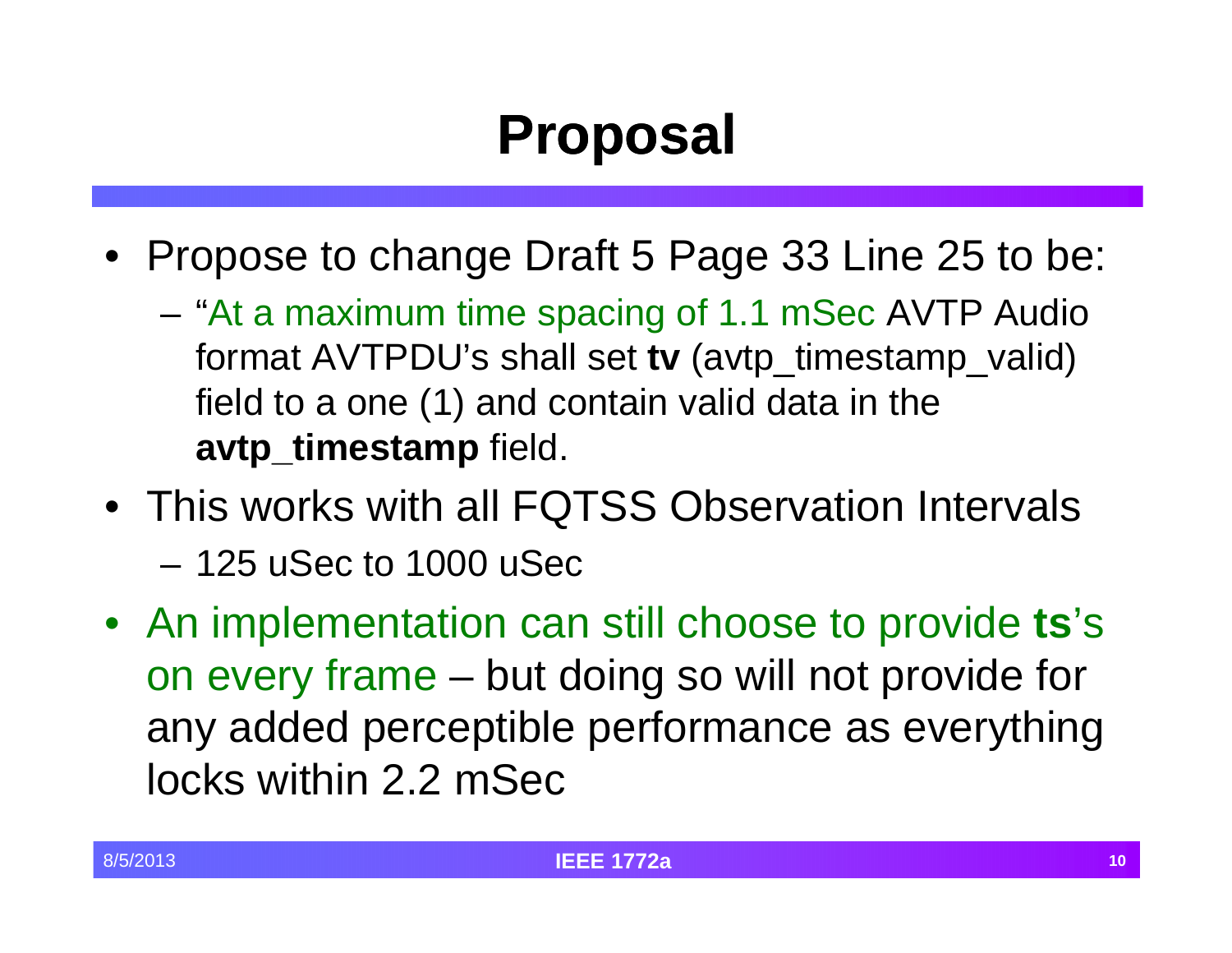# Proposal

- Propose to change Draft 5 Page 33 Line 25 to be:
  - "At a maximum time spacing of 1.1 mSec AVTP Audio format AVTPDU's shall set **tv** (avtp_timestamp_valid) field to a one (1) and contain valid data in the **avtp_timestamp** field.
- This works with all FQTSS Observation Intervals
  - 125 uSec to 1000 uSec
- An implementation can still choose to provide **ts**'s on every frame – but doing so will not provide for any added perceptible performance as everything locks within 2.2 mSec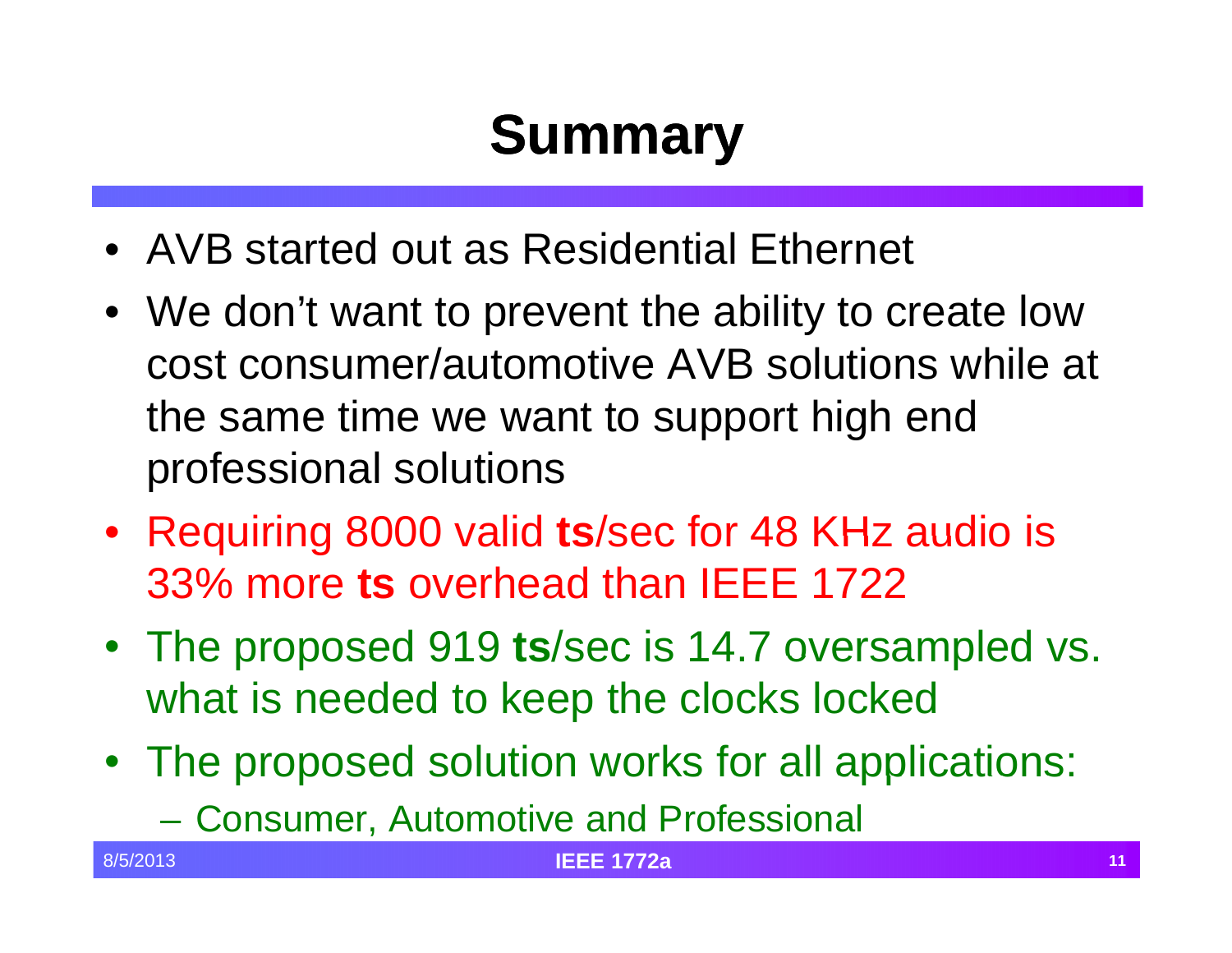# Summary

- AVB started out as Residential Ethernet
- We don't want to prevent the ability to create low cost consumer/automotive AVB solutions while at the same time we want to support high end professional solutions
- Requiring 8000 valid **ts**/sec for 48 KHz audio is 33% more **ts** overhead than IEEE 1722
- The proposed 919 **ts**/sec is 14.7 oversampled vs. what is needed to keep the clocks locked
- The proposed solution works for all applications:
  - Consumer, Automotive and Professional